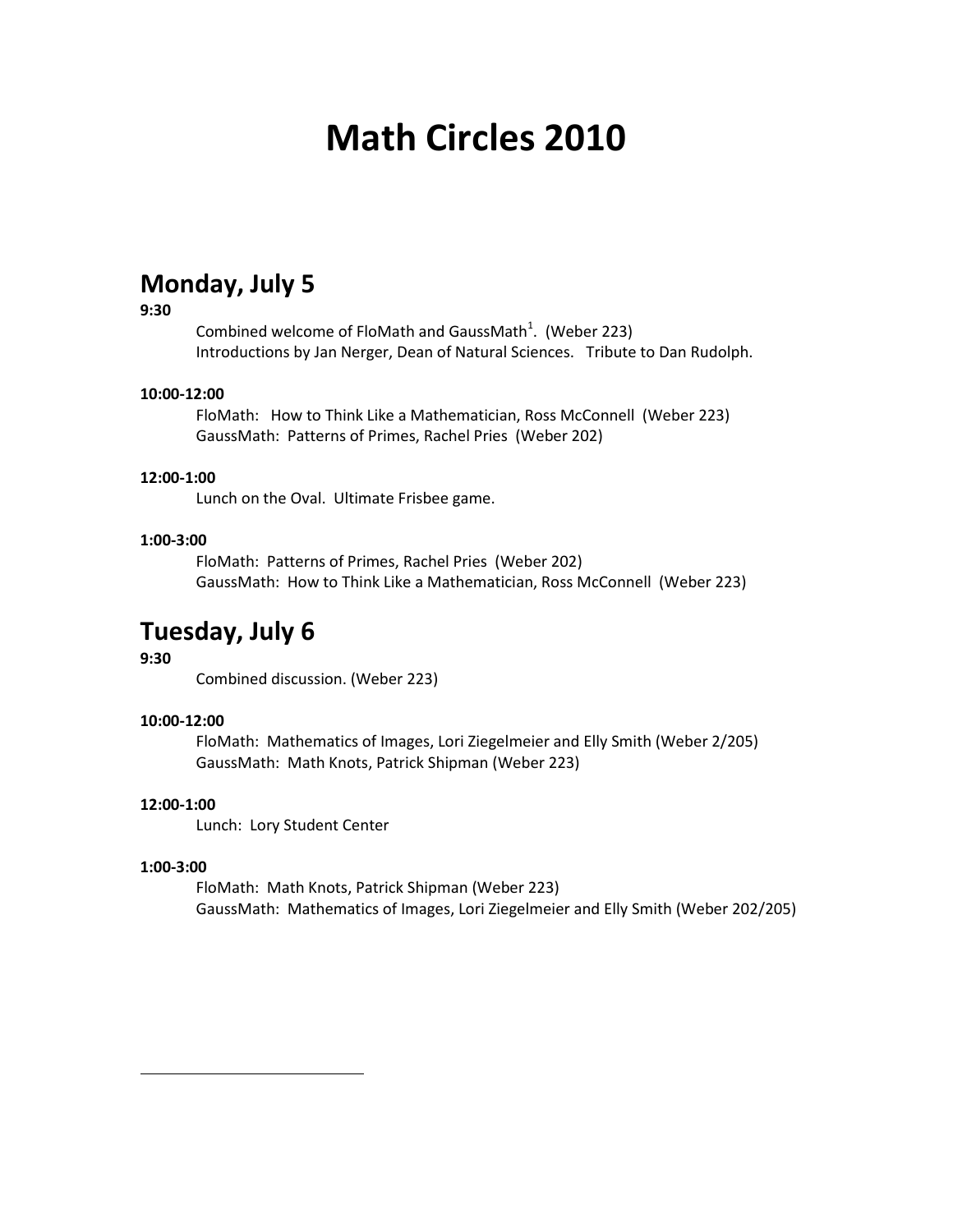# Math Circles 2010

## Monday, July 5

**9:30**

Combined welcome of FloMath and GaussMath[1]. (Weber 223)
Introductions by Jan Nerger, Dean of Natural Sciences. Tribute to Dan Rudolph.

**10:00-12:00**

FloMath: How to Think Like a Mathematician, Ross McConnell (Weber 223)
GaussMath: Patterns of Primes, Rachel Pries (Weber 202)

**12:00-1:00**

Lunch on the Oval. Ultimate Frisbee game.

**1:00-3:00**

FloMath: Patterns of Primes, Rachel Pries (Weber 202)
GaussMath: How to Think Like a Mathematician, Ross McConnell (Weber 223)

## Tuesday, July 6

**9:30**

Combined discussion. (Weber 223)

**10:00-12:00**

FloMath: Mathematics of Images, Lori Ziegelmeier and Elly Smith (Weber 2/205)
GaussMath: Math Knots, Patrick Shipman (Weber 223)

**12:00-1:00**

Lunch: Lory Student Center

**1:00-3:00**

FloMath: Math Knots, Patrick Shipman (Weber 223)
GaussMath: Mathematics of Images, Lori Ziegelmeier and Elly Smith (Weber 202/205)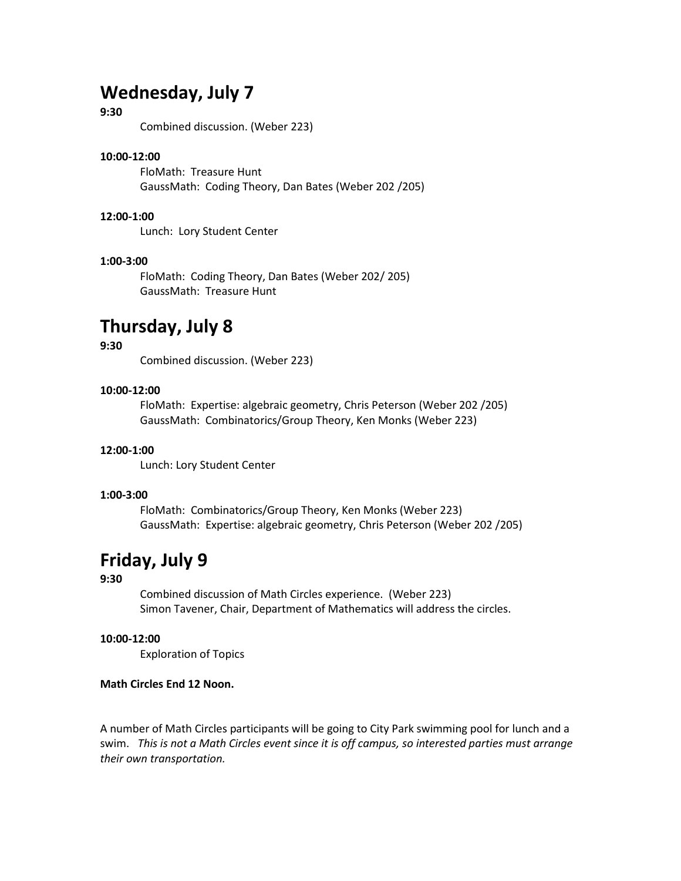## Wednesday, July 7

**9:30**

Combined discussion. (Weber 223)

**10:00-12:00**

FloMath: Treasure Hunt
GaussMath: Coding Theory, Dan Bates (Weber 202 /205)

**12:00-1:00**

Lunch: Lory Student Center

**1:00-3:00**

FloMath: Coding Theory, Dan Bates (Weber 202/ 205)
GaussMath: Treasure Hunt

## Thursday, July 8

**9:30**

Combined discussion. (Weber 223)

**10:00-12:00**

FloMath: Expertise: algebraic geometry, Chris Peterson (Weber 202 /205)
GaussMath: Combinatorics/Group Theory, Ken Monks (Weber 223)

**12:00-1:00**

Lunch: Lory Student Center

**1:00-3:00**

FloMath: Combinatorics/Group Theory, Ken Monks (Weber 223)
GaussMath: Expertise: algebraic geometry, Chris Peterson (Weber 202 /205)

## Friday, July 9

**9:30**

Combined discussion of Math Circles experience. (Weber 223)
Simon Tavener, Chair, Department of Mathematics will address the circles.

**10:00-12:00**

Exploration of Topics

**Math Circles End 12 Noon.**

A number of Math Circles participants will be going to City Park swimming pool for lunch and a swim. *This is not a Math Circles event since it is off campus, so interested parties must arrange their own transportation.*